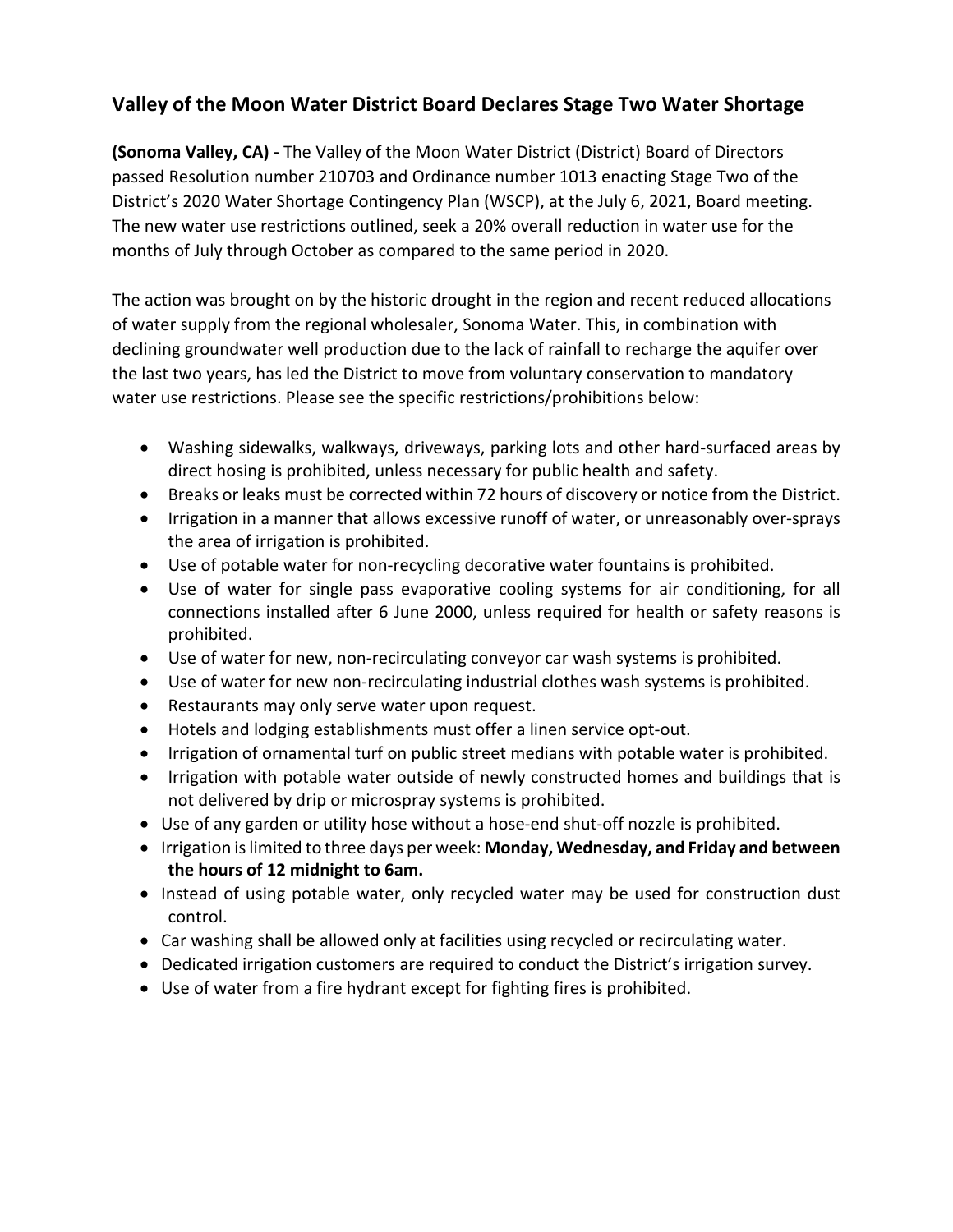## Valley of the Moon Water District Board Declares Stage Two Water Shortage

**(Sonoma Valley, CA) -** The Valley of the Moon Water District (District) Board of Directors passed Resolution number 210703 and Ordinance number 1013 enacting Stage Two of the District's 2020 Water Shortage Contingency Plan (WSCP), at the July 6, 2021, Board meeting. The new water use restrictions outlined, seek a 20% overall reduction in water use for the months of July through October as compared to the same period in 2020.

The action was brought on by the historic drought in the region and recent reduced allocations of water supply from the regional wholesaler, Sonoma Water. This, in combination with declining groundwater well production due to the lack of rainfall to recharge the aquifer over the last two years, has led the District to move from voluntary conservation to mandatory water use restrictions. Please see the specific restrictions/prohibitions below:

- Washing sidewalks, walkways, driveways, parking lots and other hard-surfaced areas by direct hosing is prohibited, unless necessary for public health and safety.
- Breaks or leaks must be corrected within 72 hours of discovery or notice from the District.
- Irrigation in a manner that allows excessive runoff of water, or unreasonably over-sprays the area of irrigation is prohibited.
- Use of potable water for non-recycling decorative water fountains is prohibited.
- Use of water for single pass evaporative cooling systems for air conditioning, for all connections installed after 6 June 2000, unless required for health or safety reasons is prohibited.
- Use of water for new, non-recirculating conveyor car wash systems is prohibited.
- Use of water for new non-recirculating industrial clothes wash systems is prohibited.
- Restaurants may only serve water upon request.
- Hotels and lodging establishments must offer a linen service opt-out.
- Irrigation of ornamental turf on public street medians with potable water is prohibited.
- Irrigation with potable water outside of newly constructed homes and buildings that is not delivered by drip or microspray systems is prohibited.
- Use of any garden or utility hose without a hose-end shut-off nozzle is prohibited.
- Irrigation is limited to three days per week: **Monday, Wednesday, and Friday and between the hours of 12 midnight to 6am.**
- Instead of using potable water, only recycled water may be used for construction dust control.
- Car washing shall be allowed only at facilities using recycled or recirculating water.
- Dedicated irrigation customers are required to conduct the District's irrigation survey.
- Use of water from a fire hydrant except for fighting fires is prohibited.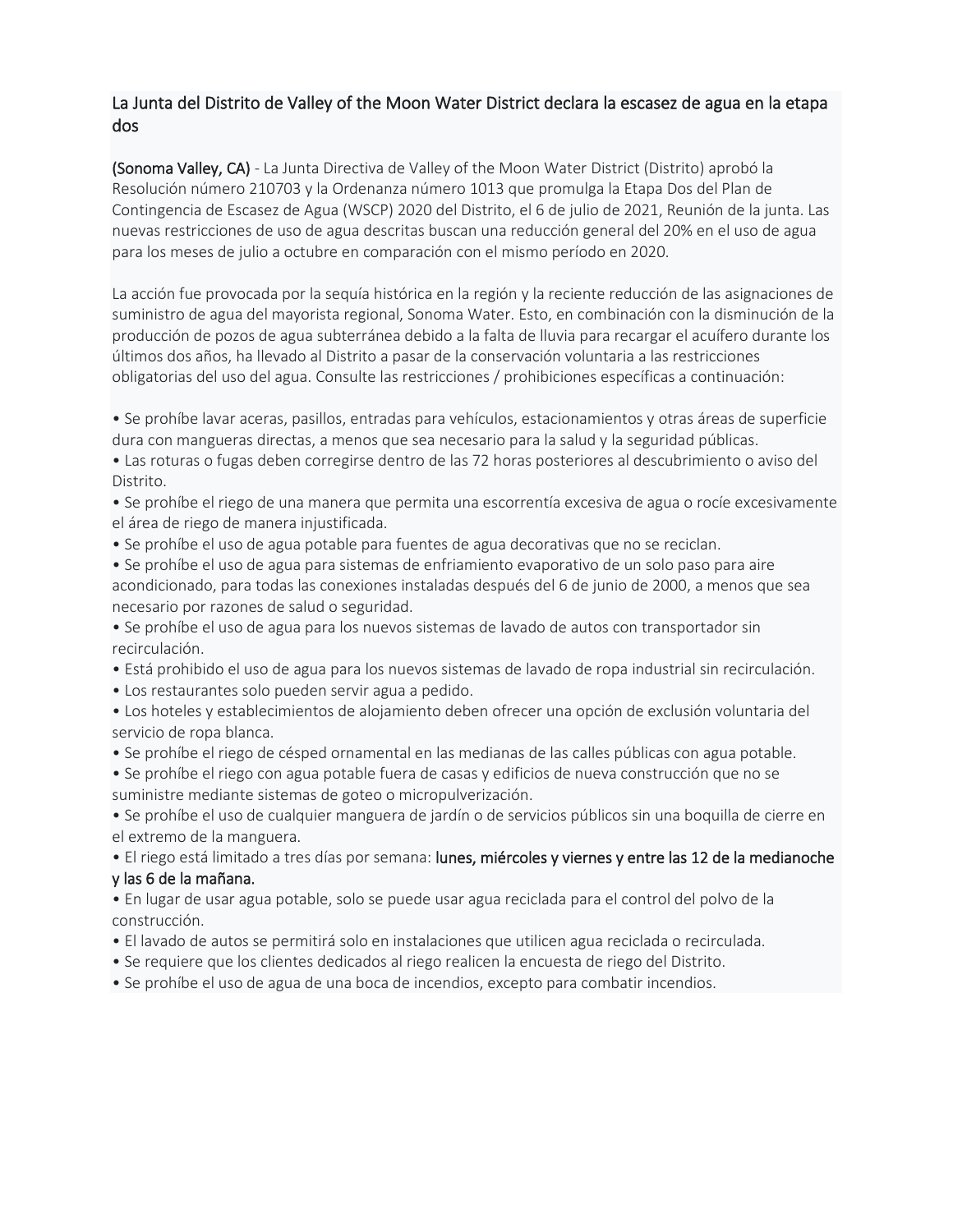# La Junta del Distrito de Valley of the Moon Water District declara la escasez de agua en la etapa dos

**(Sonoma Valley, CA)** - La Junta Directiva de Valley of the Moon Water District (Distrito) aprobó la Resolución número 210703 y la Ordenanza número 1013 que promulga la Etapa Dos del Plan de Contingencia de Escasez de Agua (WSCP) 2020 del Distrito, el 6 de julio de 2021, Reunión de la junta. Las nuevas restricciones de uso de agua descritas buscan una reducción general del 20% en el uso de agua para los meses de julio a octubre en comparación con el mismo período en 2020.

La acción fue provocada por la sequía histórica en la región y la reciente reducción de las asignaciones de suministro de agua del mayorista regional, Sonoma Water. Esto, en combinación con la disminución de la producción de pozos de agua subterránea debido a la falta de lluvia para recargar el acuífero durante los últimos dos años, ha llevado al Distrito a pasar de la conservación voluntaria a las restricciones obligatorias del uso del agua. Consulte las restricciones / prohibiciones específicas a continuación:

- Se prohíbe lavar aceras, pasillos, entradas para vehículos, estacionamientos y otras áreas de superficie dura con mangueras directas, a menos que sea necesario para la salud y la seguridad públicas.
- Las roturas o fugas deben corregirse dentro de las 72 horas posteriores al descubrimiento o aviso del Distrito.
- Se prohíbe el riego de una manera que permita una escorrentía excesiva de agua o rocíe excesivamente el área de riego de manera injustificada.
- Se prohíbe el uso de agua potable para fuentes de agua decorativas que no se reciclan.
- Se prohíbe el uso de agua para sistemas de enfriamiento evaporativo de un solo paso para aire acondicionado, para todas las conexiones instaladas después del 6 de junio de 2000, a menos que sea necesario por razones de salud o seguridad.
- Se prohíbe el uso de agua para los nuevos sistemas de lavado de autos con transportador sin recirculación.
- Está prohibido el uso de agua para los nuevos sistemas de lavado de ropa industrial sin recirculación.
- Los restaurantes solo pueden servir agua a pedido.
- Los hoteles y establecimientos de alojamiento deben ofrecer una opción de exclusión voluntaria del servicio de ropa blanca.
- Se prohíbe el riego de césped ornamental en las medianas de las calles públicas con agua potable.
- Se prohíbe el riego con agua potable fuera de casas y edificios de nueva construcción que no se suministre mediante sistemas de goteo o micropulverización.
- Se prohíbe el uso de cualquier manguera de jardín o de servicios públicos sin una boquilla de cierre en el extremo de la manguera.
- El riego está limitado a tres días por semana: **lunes, miércoles y viernes y entre las 12 de la medianoche y las 6 de la mañana.**
- En lugar de usar agua potable, solo se puede usar agua reciclada para el control del polvo de la construcción.
- El lavado de autos se permitirá solo en instalaciones que utilicen agua reciclada o recirculada.
- Se requiere que los clientes dedicados al riego realicen la encuesta de riego del Distrito.
- Se prohíbe el uso de agua de una boca de incendios, excepto para combatir incendios.